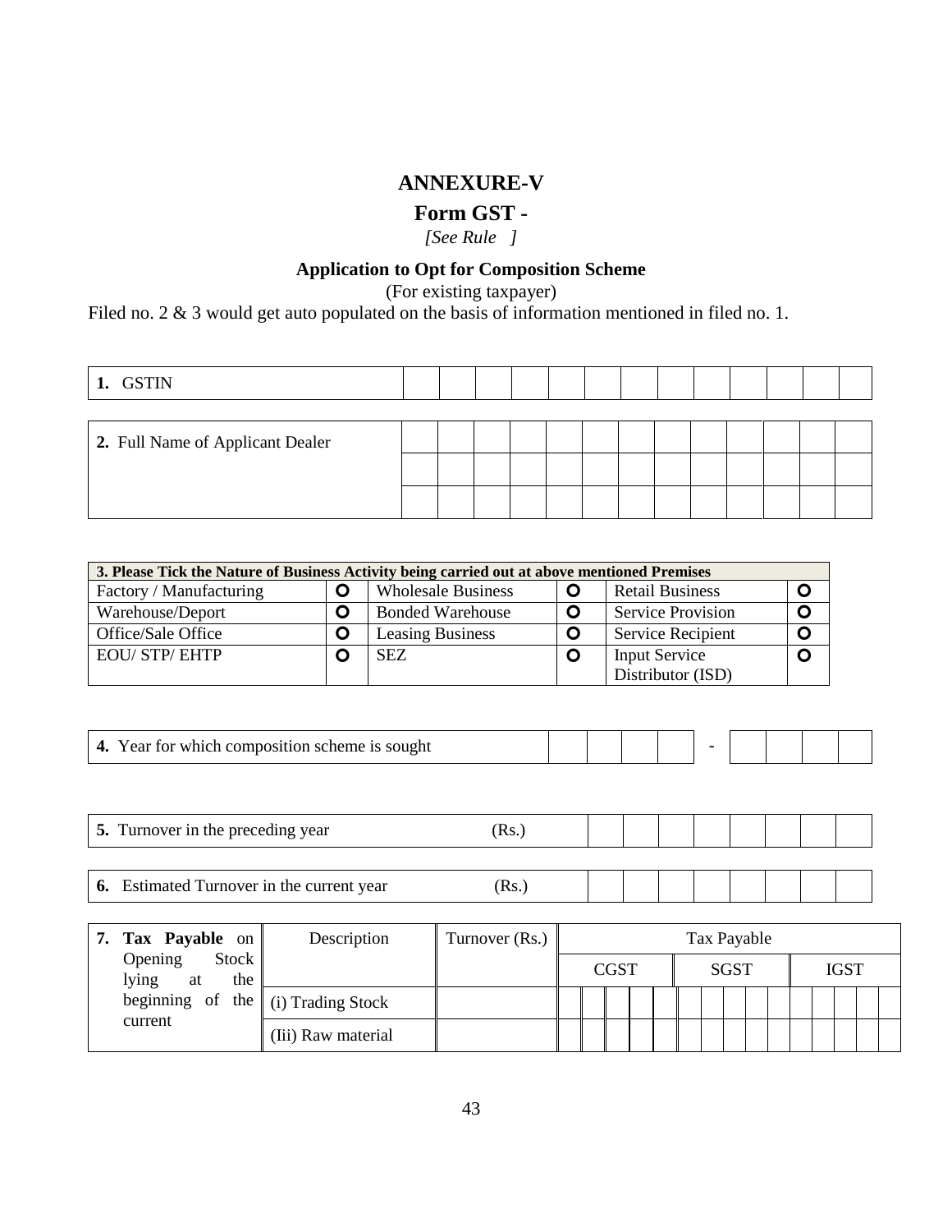# ANNEXURE-V

## Form GST -

*[See Rule ]*

### Application to Opt for Composition Scheme

(For existing taxpayer)

Filed no. 2 & 3 would get auto populated on the basis of information mentioned in filed no. 1.

| **1.** GSTIN | | | | | | | | | | | | | | |
|---|---|---|---|---|---|---|---|---|---|---|---|---|---|---|

| **2.** Full Name of Applicant Dealer | | | | | | | | | | | | | |
|---|---|---|---|---|---|---|---|---|---|---|---|---|---|
| | | | | | | | | | | | | | |
| | | | | | | | | | | | | | |

| **3. Please Tick the Nature of Business Activity being carried out at above mentioned Premises** | | | | | |
|---|---|---|---|---|---|
| Factory / Manufacturing | O | Wholesale Business | O | Retail Business | O |
| Warehouse/Deport | O | Bonded Warehouse | O | Service Provision | O |
| Office/Sale Office | O | Leasing Business | O | Service Recipient | O |
| EOU/ STP/ EHTP | O | SEZ | O | Input Service Distributor (ISD) | O |

| **4.** Year for which composition scheme is sought | | | | | - | | | | |
|---|---|---|---|---|---|---|---|---|---|

| **5.** Turnover in the preceding year (Rs.) | | | | | | | | | |
|---|---|---|---|---|---|---|---|---|---|

| **6.** Estimated Turnover in the current year (Rs.) | | | | | | | | | |
|---|---|---|---|---|---|---|---|---|---|

| **7. Tax Payable** on Opening Stock lying at the beginning of the current | Description | Turnover (Rs.) | Tax Payable | | |
|---|---|---|---|---|---|
| | | | CGST | SGST | IGST |
| | (i) Trading Stock | | | | |
| | (Iii) Raw material | | | | |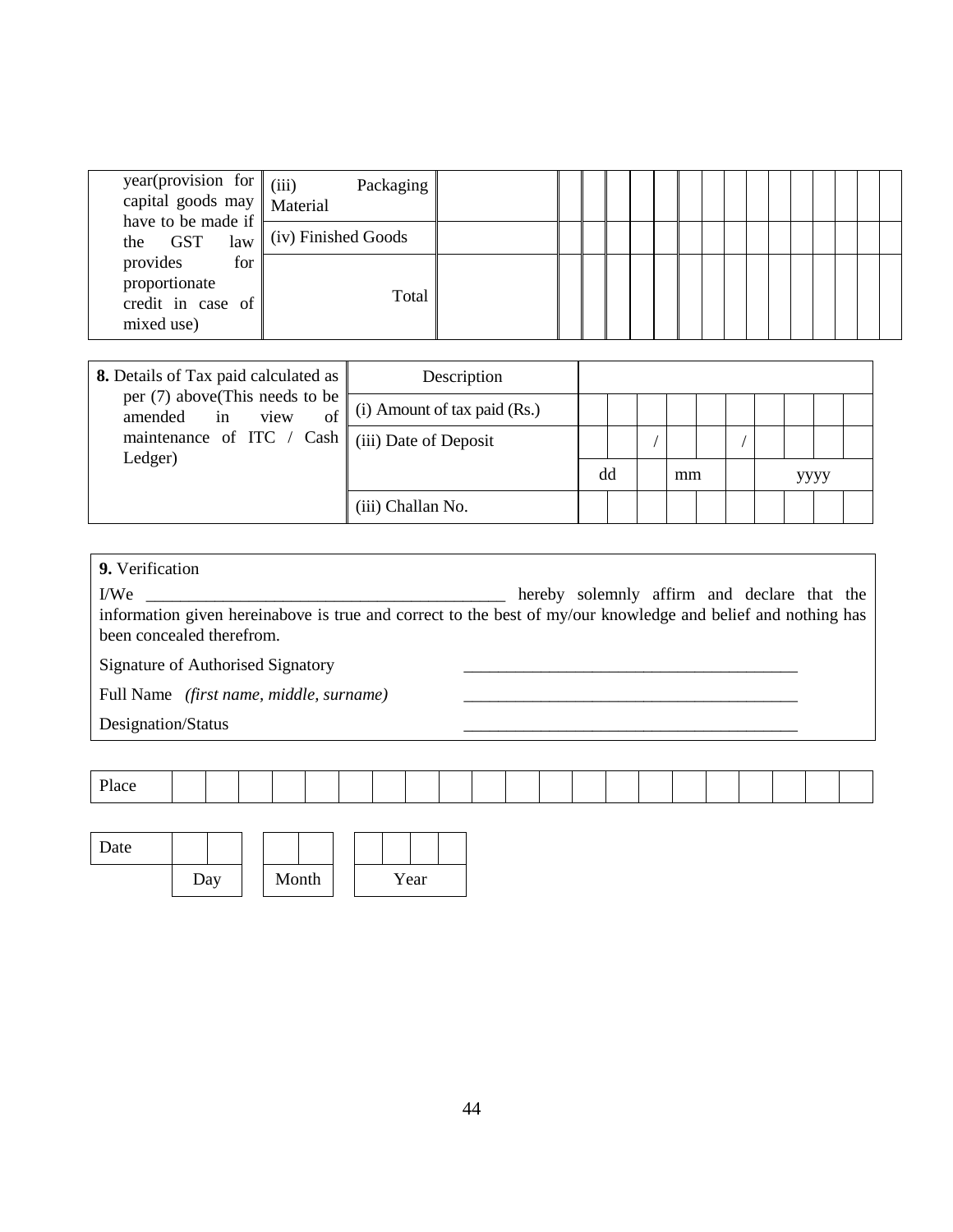| | | | | | | | | | | | | | | | | | | | |
|---|---|---|---|---|---|---|---|---|---|---|---|---|---|---|---|---|---|---|---|
| year(provision for capital goods may have to be made if the GST law provides for proportionate credit in case of mixed use) | (iii) Packaging Material | | | | | | | | | | | | | | | | | | |
| | (iv) Finished Goods | | | | | | | | | | | | | | | | | | |
| | Total | | | | | | | | | | | | | | | | | | |

| | | | | | | | | | | | |
|---|---|---|---|---|---|---|---|---|---|---|---|
| **8.** Details of Tax paid calculated as per (7) above(This needs to be amended in view of maintenance of ITC / Cash Ledger) | Description | | | | | | | | | | |
| | (i) Amount of tax paid (Rs.) | | | | | | | | | | |
| | (iii) Date of Deposit | | | / | | | / | | | | |
| | | dd | | | mm | | | | yyyy | | |
| | (iii) Challan No. | | | | | | | | | | |

**9.** Verification

I/We ____________________________________________ hereby solemnly affirm and declare that the information given hereinabove is true and correct to the best of my/our knowledge and belief and nothing has been concealed therefrom.

Signature of Authorised Signatory ________________________________________

Full Name *(first name, middle, surname)* ________________________________________

Designation/Status ________________________________________

| | | | | | | | | | | | | | | | | | | | | | | |
|---|---|---|---|---|---|---|---|---|---|---|---|---|---|---|---|---|---|---|---|---|---|---|
| Place | | | | | | | | | | | | | | | | | | | | | | |

| | | | | | | | | |
|---|---|---|---|---|---|---|---|---|
| Date | | | | | | | | |
| | Day | | Month | | Year | | | |